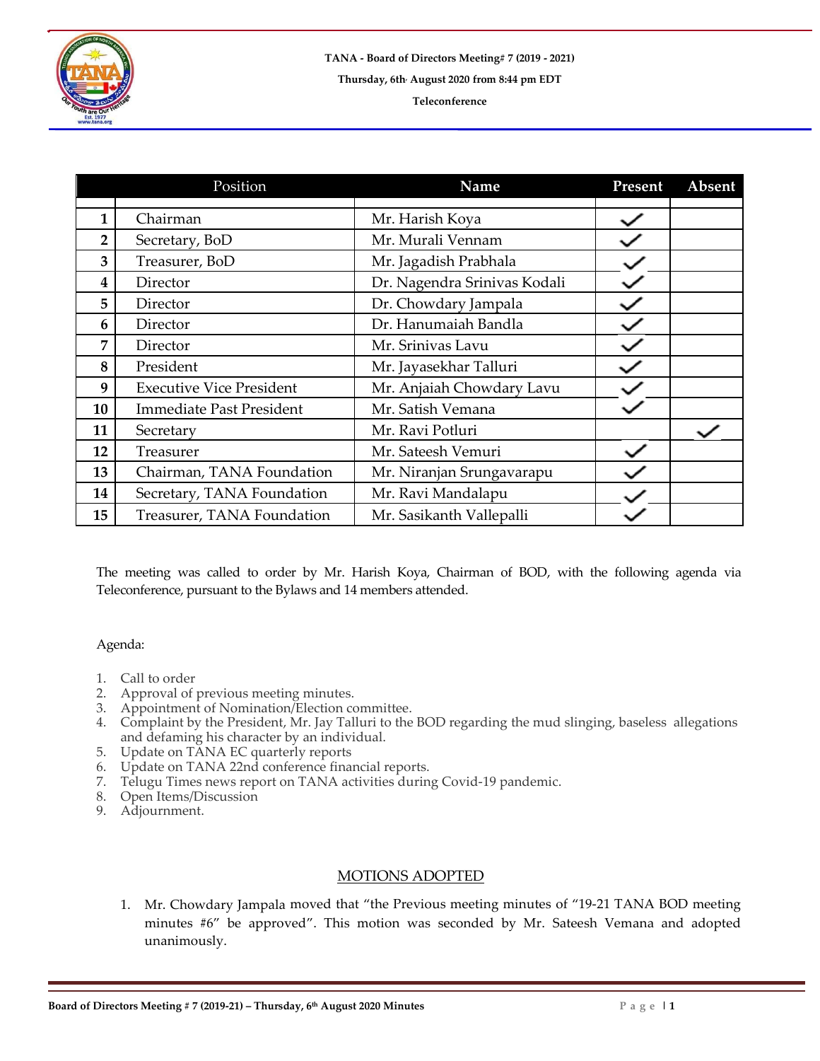**TANA - Board of Directors Meeting# 7 (2019 - 2021)**

**Thursday, 6th August 2020 from 8:44 pm EDT**

**Teleconference**

| | Position | Name | Present | Absent |
|---|---|---|---|---|
| 1 | Chairman | Mr. Harish Koya | ✓ | |
| 2 | Secretary, BoD | Mr. Murali Vennam | ✓ | |
| 3 | Treasurer, BoD | Mr. Jagadish Prabhala | ✓ | |
| 4 | Director | Dr. Nagendra Srinivas Kodali | ✓ | |
| 5 | Director | Dr. Chowdary Jampala | ✓ | |
| 6 | Director | Dr. Hanumaiah Bandla | ✓ | |
| 7 | Director | Mr. Srinivas Lavu | ✓ | |
| 8 | President | Mr. Jayasekhar Talluri | ✓ | |
| 9 | Executive Vice President | Mr. Anjaiah Chowdary Lavu | ✓ | |
| 10 | Immediate Past President | Mr. Satish Vemana | ✓ | |
| 11 | Secretary | Mr. Ravi Potluri | | ✓ |
| 12 | Treasurer | Mr. Sateesh Vemuri | ✓ | |
| 13 | Chairman, TANA Foundation | Mr. Niranjan Srungavarapu | ✓ | |
| 14 | Secretary, TANA Foundation | Mr. Ravi Mandalapu | ✓ | |
| 15 | Treasurer, TANA Foundation | Mr. Sasikanth Vallepalli | ✓ | |

The meeting was called to order by Mr. Harish Koya, Chairman of BOD, with the following agenda via Teleconference, pursuant to the Bylaws and 14 members attended.

Agenda:

1. Call to order
2. Approval of previous meeting minutes.
3. Appointment of Nomination/Election committee.
4. Complaint by the President, Mr. Jay Talluri to the BOD regarding the mud slinging, baseless allegations and defaming his character by an individual.
5. Update on TANA EC quarterly reports
6. Update on TANA 22nd conference financial reports.
7. Telugu Times news report on TANA activities during Covid-19 pandemic.
8. Open Items/Discussion
9. Adjournment.

## MOTIONS ADOPTED

1. Mr. Chowdary Jampala moved that "the Previous meeting minutes of "19-21 TANA BOD meeting minutes #6" be approved". This motion was seconded by Mr. Sateesh Vemana and adopted unanimously.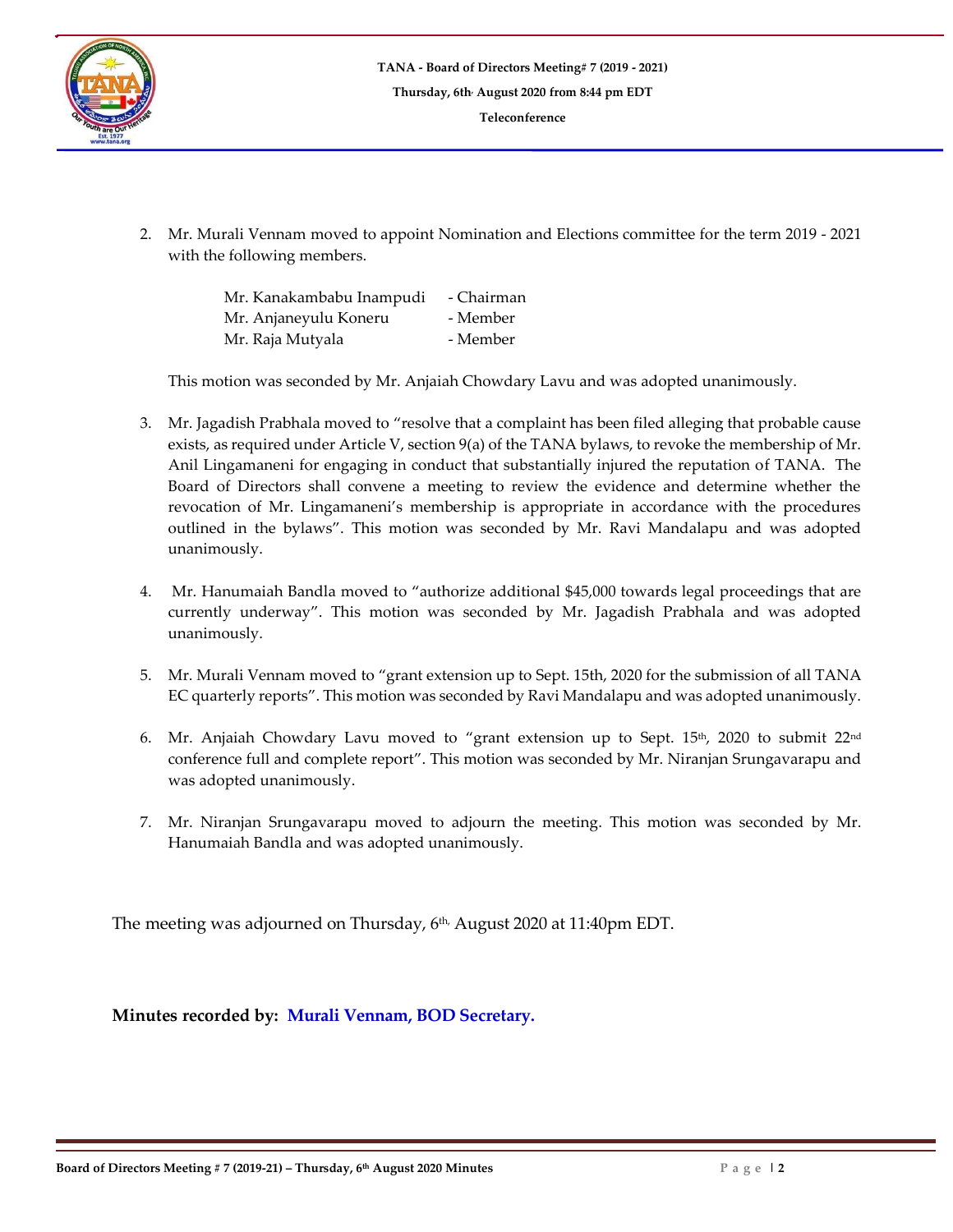2. Mr. Murali Vennam moved to appoint Nomination and Elections committee for the term 2019 - 2021 with the following members.

| | |
|---|---|
| Mr. Kanakambabu Inampudi | - Chairman |
| Mr. Anjaneyulu Koneru | - Member |
| Mr. Raja Mutyala | - Member |

   This motion was seconded by Mr. Anjaiah Chowdary Lavu and was adopted unanimously.

3. Mr. Jagadish Prabhala moved to "resolve that a complaint has been filed alleging that probable cause exists, as required under Article V, section 9(a) of the TANA bylaws, to revoke the membership of Mr. Anil Lingamaneni for engaging in conduct that substantially injured the reputation of TANA. The Board of Directors shall convene a meeting to review the evidence and determine whether the revocation of Mr. Lingamaneni's membership is appropriate in accordance with the procedures outlined in the bylaws". This motion was seconded by Mr. Ravi Mandalapu and was adopted unanimously.

4. Mr. Hanumaiah Bandla moved to "authorize additional $45,000 towards legal proceedings that are currently underway". This motion was seconded by Mr. Jagadish Prabhala and was adopted unanimously.

5. Mr. Murali Vennam moved to "grant extension up to Sept. 15th, 2020 for the submission of all TANA EC quarterly reports". This motion was seconded by Ravi Mandalapu and was adopted unanimously.

6. Mr. Anjaiah Chowdary Lavu moved to "grant extension up to Sept. 15th, 2020 to submit 22nd conference full and complete report". This motion was seconded by Mr. Niranjan Srungavarapu and was adopted unanimously.

7. Mr. Niranjan Srungavarapu moved to adjourn the meeting. This motion was seconded by Mr. Hanumaiah Bandla and was adopted unanimously.

The meeting was adjourned on Thursday, 6th August 2020 at 11:40pm EDT.

**Minutes recorded by: Murali Vennam, BOD Secretary.**